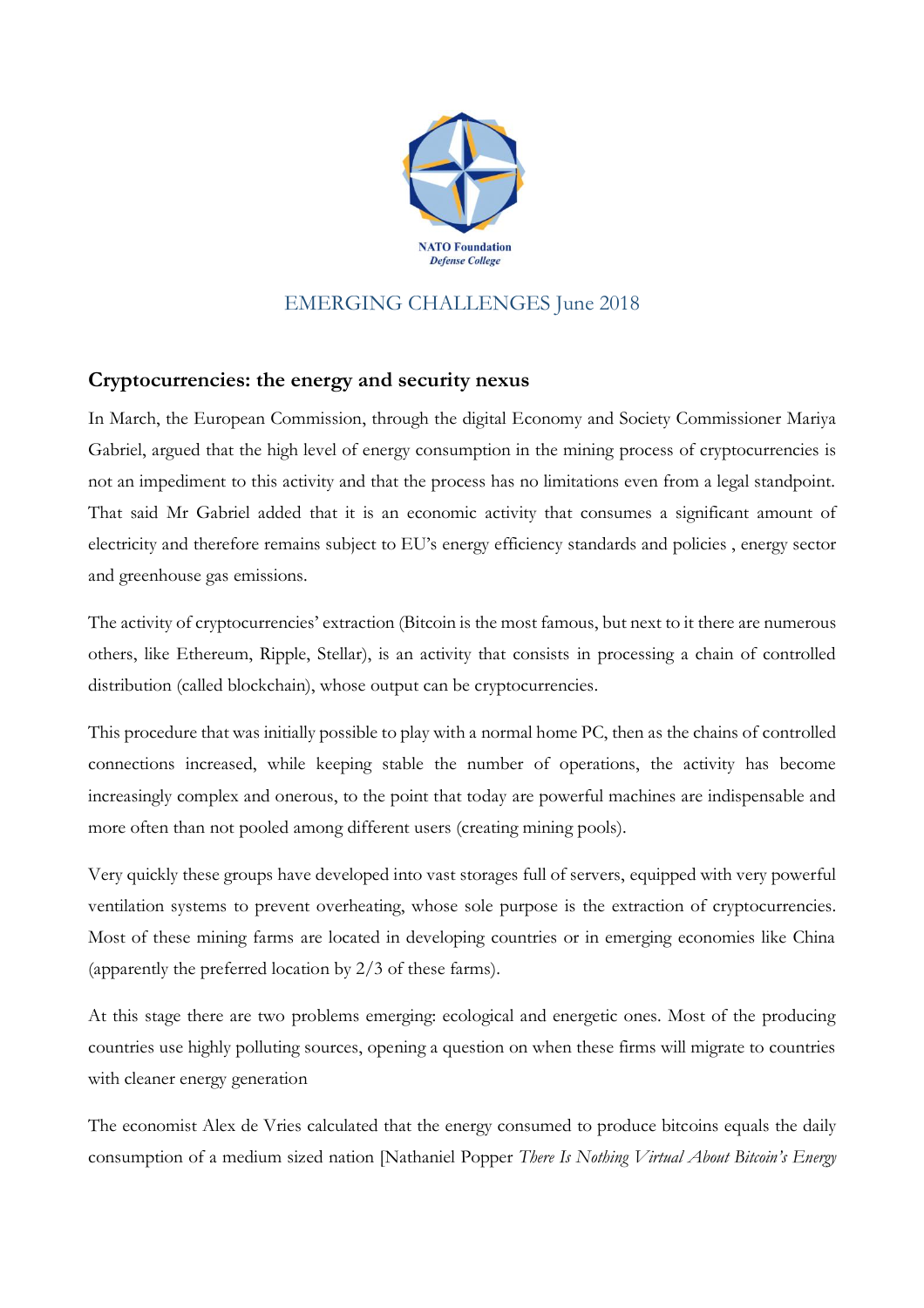NATO Foundation
*Defense College*

EMERGING CHALLENGES June 2018

## Cryptocurrencies: the energy and security nexus

In March, the European Commission, through the digital Economy and Society Commissioner Mariya Gabriel, argued that the high level of energy consumption in the mining process of cryptocurrencies is not an impediment to this activity and that the process has no limitations even from a legal standpoint. That said Mr Gabriel added that it is an economic activity that consumes a significant amount of electricity and therefore remains subject to EU's energy efficiency standards and policies , energy sector and greenhouse gas emissions.

The activity of cryptocurrencies' extraction (Bitcoin is the most famous, but next to it there are numerous others, like Ethereum, Ripple, Stellar), is an activity that consists in processing a chain of controlled distribution (called blockchain), whose output can be cryptocurrencies.

This procedure that was initially possible to play with a normal home PC, then as the chains of controlled connections increased, while keeping stable the number of operations, the activity has become increasingly complex and onerous, to the point that today are powerful machines are indispensable and more often than not pooled among different users (creating mining pools).

Very quickly these groups have developed into vast storages full of servers, equipped with very powerful ventilation systems to prevent overheating, whose sole purpose is the extraction of cryptocurrencies. Most of these mining farms are located in developing countries or in emerging economies like China (apparently the preferred location by 2/3 of these farms).

At this stage there are two problems emerging: ecological and energetic ones. Most of the producing countries use highly polluting sources, opening a question on when these firms will migrate to countries with cleaner energy generation

The economist Alex de Vries calculated that the energy consumed to produce bitcoins equals the daily consumption of a medium sized nation [Nathaniel Popper *There Is Nothing Virtual About Bitcoin's Energy*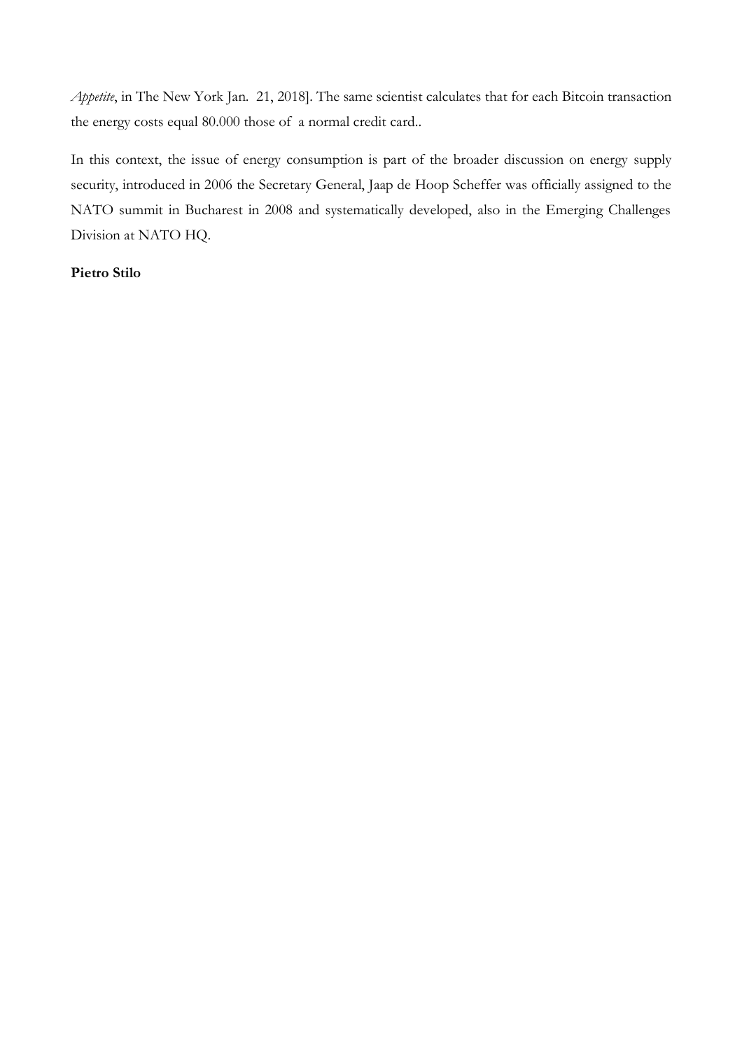*Appetite*, in The New York Jan. 21, 2018]. The same scientist calculates that for each Bitcoin transaction the energy costs equal 80.000 those of a normal credit card..

In this context, the issue of energy consumption is part of the broader discussion on energy supply security, introduced in 2006 the Secretary General, Jaap de Hoop Scheffer was officially assigned to the NATO summit in Bucharest in 2008 and systematically developed, also in the Emerging Challenges Division at NATO HQ.

**Pietro Stilo**